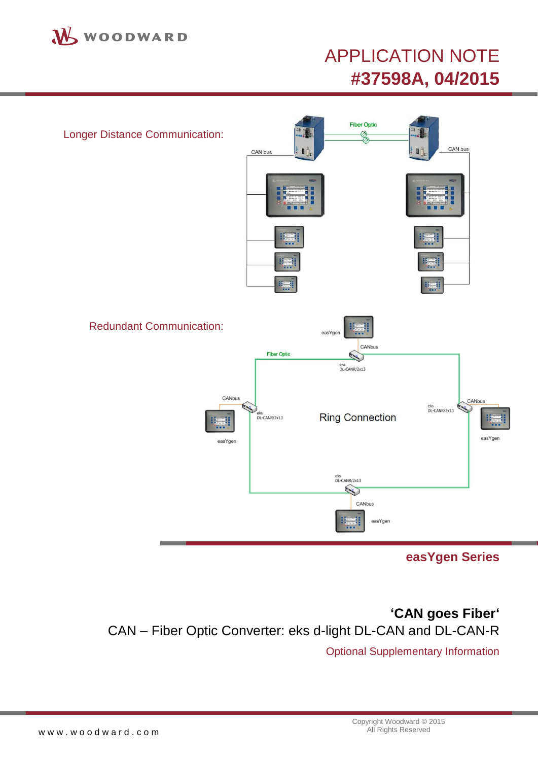# APPLICATION NOTE
# #37598A, 04/2015

Longer Distance Communication:

Redundant Communication:

## easYgen Series

## 'CAN goes Fiber'

CAN – Fiber Optic Converter: eks d-light DL-CAN and DL-CAN-R

Optional Supplementary Information

www.woodward.com

Copyright Woodward © 2015
All Rights Reserved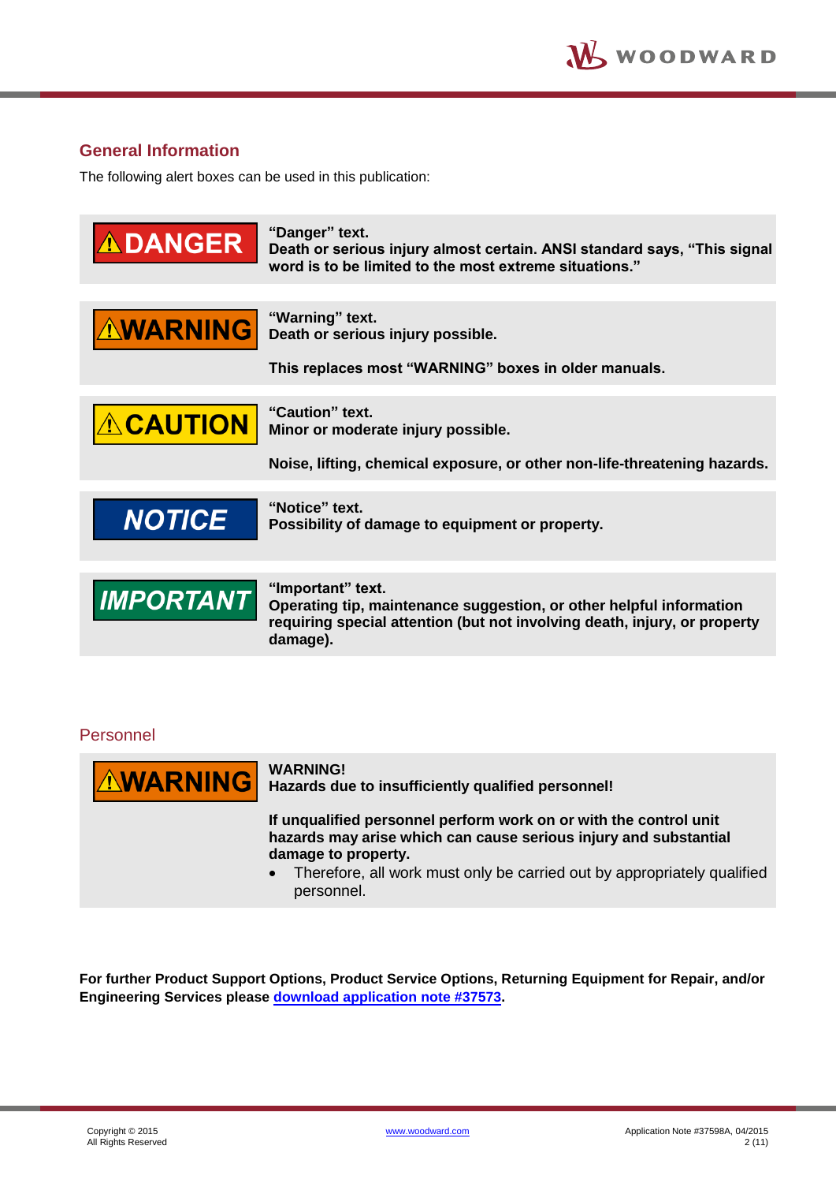## General Information

The following alert boxes can be used in this publication:

| | |
|---|---|
| **⚠DANGER** | **"Danger" text.**<br>**Death or serious injury almost certain. ANSI standard says, "This signal word is to be limited to the most extreme situations."** |
| **⚠WARNING** | **"Warning" text.**<br>**Death or serious injury possible.**<br><br>**This replaces most "WARNING" boxes in older manuals.** |
| **⚠CAUTION** | **"Caution" text.**<br>**Minor or moderate injury possible.**<br><br>**Noise, lifting, chemical exposure, or other non-life-threatening hazards.** |
| ***NOTICE*** | **"Notice" text.**<br>**Possibility of damage to equipment or property.** |
| ***IMPORTANT*** | **"Important" text.**<br>**Operating tip, maintenance suggestion, or other helpful information requiring special attention (but not involving death, injury, or property damage).** |

## Personnel

**⚠WARNING**

**WARNING!**
**Hazards due to insufficiently qualified personnel!**

**If unqualified personnel perform work on or with the control unit hazards may arise which can cause serious injury and substantial damage to property.**

- Therefore, all work must only be carried out by appropriately qualified personnel.

**For further Product Support Options, Product Service Options, Returning Equipment for Repair, and/or Engineering Services please [download application note #37573](download application note #37573).**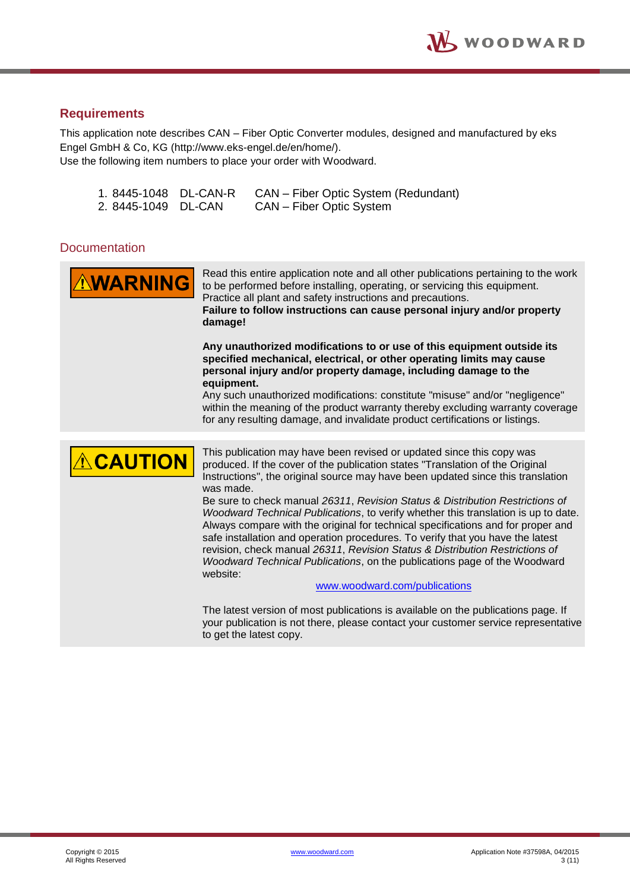## Requirements

This application note describes CAN – Fiber Optic Converter modules, designed and manufactured by eks Engel GmbH & Co, KG (http://www.eks-engel.de/en/home/).
Use the following item numbers to place your order with Woodward.

1. 8445-1048 DL-CAN-R CAN – Fiber Optic System (Redundant)
2. 8445-1049 DL-CAN CAN – Fiber Optic System

## Documentation

**⚠WARNING**

Read this entire application note and all other publications pertaining to the work to be performed before installing, operating, or servicing this equipment. Practice all plant and safety instructions and precautions.
**Failure to follow instructions can cause personal injury and/or property damage!**

**Any unauthorized modifications to or use of this equipment outside its specified mechanical, electrical, or other operating limits may cause personal injury and/or property damage, including damage to the equipment.**
Any such unauthorized modifications: constitute "misuse" and/or "negligence" within the meaning of the product warranty thereby excluding warranty coverage for any resulting damage, and invalidate product certifications or listings.

**⚠CAUTION**

This publication may have been revised or updated since this copy was produced. If the cover of the publication states "Translation of the Original Instructions", the original source may have been updated since this translation was made.
Be sure to check manual *26311*, *Revision Status & Distribution Restrictions of Woodward Technical Publications*, to verify whether this translation is up to date. Always compare with the original for technical specifications and for proper and safe installation and operation procedures. To verify that you have the latest revision, check manual *26311*, *Revision Status & Distribution Restrictions of Woodward Technical Publications*, on the publications page of the Woodward website:

www.woodward.com/publications

The latest version of most publications is available on the publications page. If your publication is not there, please contact your customer service representative to get the latest copy.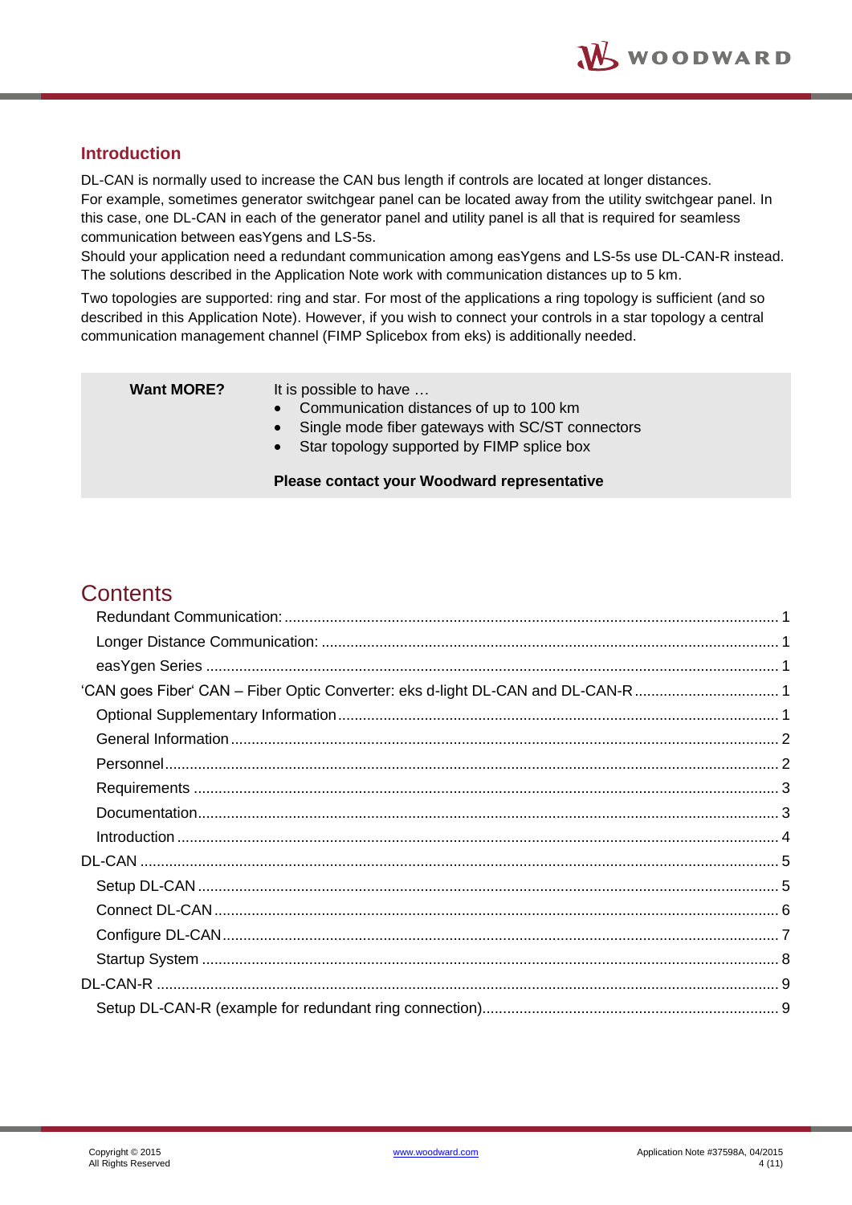## Introduction

DL-CAN is normally used to increase the CAN bus length if controls are located at longer distances.
For example, sometimes generator switchgear panel can be located away from the utility switchgear panel. In this case, one DL-CAN in each of the generator panel and utility panel is all that is required for seamless communication between easYgens and LS-5s.
Should your application need a redundant communication among easYgens and LS-5s use DL-CAN-R instead. The solutions described in the Application Note work with communication distances up to 5 km.

Two topologies are supported: ring and star. For most of the applications a ring topology is sufficient (and so described in this Application Note). However, if you wish to connect your controls in a star topology a central communication management channel (FIMP Splicebox from eks) is additionally needed.

| **Want MORE?** | It is possible to have …<br>• Communication distances of up to 100 km<br>• Single mode fiber gateways with SC/ST connectors<br>• Star topology supported by FIMP splice box<br><br>**Please contact your Woodward representative** |
|---|---|

# Contents

- Redundant Communication: ........ 1
- Longer Distance Communication: ........ 1
- easYgen Series ........ 1

'CAN goes Fiber' CAN – Fiber Optic Converter: eks d-light DL-CAN and DL-CAN-R ........ 1

- Optional Supplementary Information ........ 1
- General Information ........ 2
- Personnel ........ 2
- Requirements ........ 3
- Documentation ........ 3
- Introduction ........ 4

DL-CAN ........ 5

- Setup DL-CAN ........ 5
- Connect DL-CAN ........ 6
- Configure DL-CAN ........ 7
- Startup System ........ 8

DL-CAN-R ........ 9

- Setup DL-CAN-R (example for redundant ring connection) ........ 9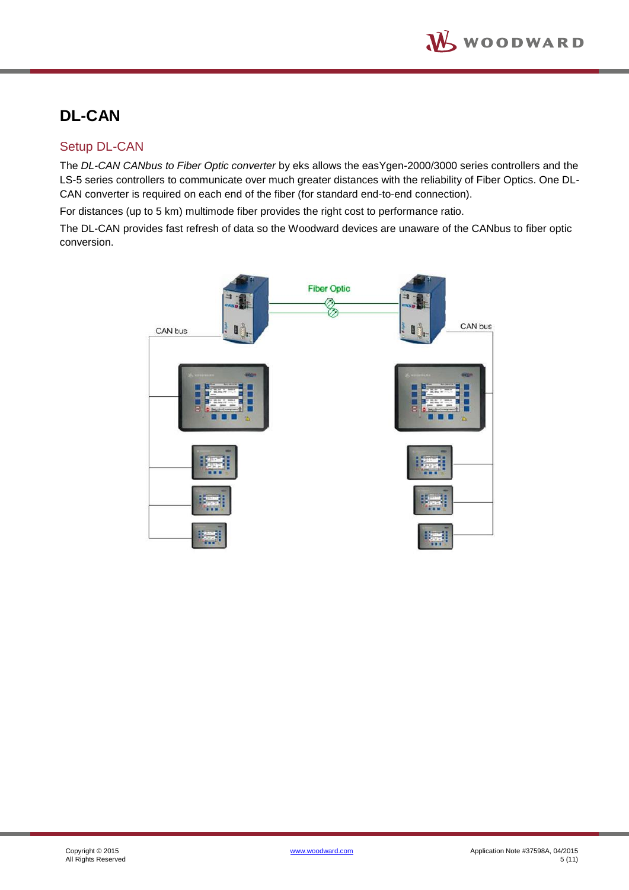# DL-CAN

## Setup DL-CAN

The *DL-CAN CANbus to Fiber Optic converter* by eks allows the easYgen-2000/3000 series controllers and the LS-5 series controllers to communicate over much greater distances with the reliability of Fiber Optics. One DL-CAN converter is required on each end of the fiber (for standard end-to-end connection).

For distances (up to 5 km) multimode fiber provides the right cost to performance ratio.

The DL-CAN provides fast refresh of data so the Woodward devices are unaware of the CANbus to fiber optic conversion.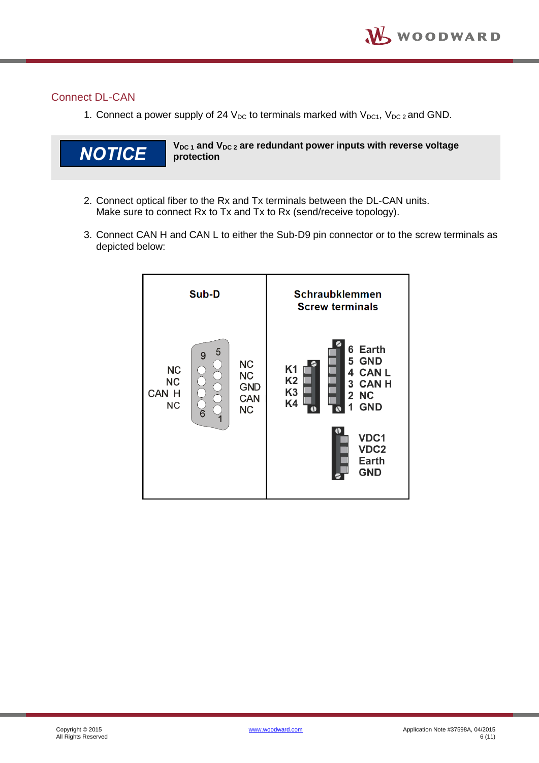## Connect DL-CAN

1. Connect a power supply of 24 $V_{DC}$ to terminals marked with $V_{DC1}$, $V_{DC\,2}$ and GND.

> **NOTICE**
>
> **$V_{DC\,1}$ and $V_{DC\,2}$ are redundant power inputs with reverse voltage protection**

2. Connect optical fiber to the Rx and Tx terminals between the DL-CAN units.
   Make sure to connect Rx to Tx and Tx to Rx (send/receive topology).

3. Connect CAN H and CAN L to either the Sub-D9 pin connector or to the screw terminals as depicted below:

| Sub-D | Schraubklemmen<br>Screw terminals |
| --- | --- |
| Pins 9–6 (left): NC, NC, CAN H, NC<br>Pins 5–1 (right): NC, NC, GND, CAN, NC | K1, K2, K3, K4<br>6 Earth<br>5 GND<br>4 CAN L<br>3 CAN H<br>2 NC<br>1 GND<br><br>VDC1<br>VDC2<br>Earth<br>GND |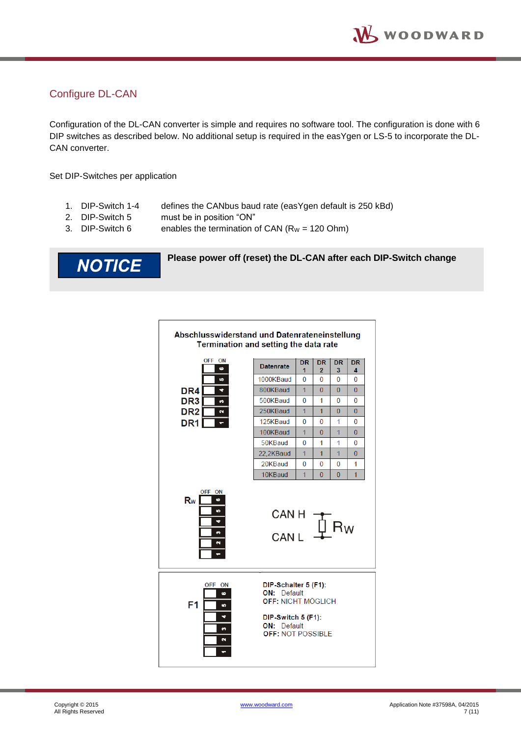## Configure DL-CAN

Configuration of the DL-CAN converter is simple and requires no software tool. The configuration is done with 6 DIP switches as described below. No additional setup is required in the easYgen or LS-5 to incorporate the DL-CAN converter.

Set DIP-Switches per application

1. DIP-Switch 1-4 defines the CANbus baud rate (easYgen default is 250 kBd)
2. DIP-Switch 5 must be in position "ON"
3. DIP-Switch 6 enables the termination of CAN ($R_W$ = 120 Ohm)

**NOTICE** **Please power off (reset) the DL-CAN after each DIP-Switch change**

**Abschlusswiderstand und Datenrateneinstellung**
**Termination and setting the data rate**

DIP switches (OFF / ON): 6, 5, 4 = DR4, 3 = DR3, 2 = DR2, 1 = DR1

| Datenrate | DR 1 | DR 2 | DR 3 | DR 4 |
|---|---|---|---|---|
| 1000KBaud | 0 | 0 | 0 | 0 |
| 800KBaud | 1 | 0 | 0 | 0 |
| 500KBaud | 0 | 1 | 0 | 0 |
| 250KBaud | 1 | 1 | 0 | 0 |
| 125KBaud | 0 | 0 | 1 | 0 |
| 100KBaud | 1 | 0 | 1 | 0 |
| 50KBaud | 0 | 1 | 1 | 0 |
| 22,2KBaud | 1 | 1 | 1 | 0 |
| 20KBaud | 0 | 0 | 0 | 1 |
| 10KBaud | 1 | 0 | 0 | 1 |

$R_W$: DIP switch 6 (OFF / ON)

CAN H — $R_W$ — CAN L

F1: DIP switch 5 (OFF / ON)

**DIP-Schalter 5 (F1):**
**ON:** Default
**OFF:** NICHT MÖGLICH

**DIP-Switch 5 (F1):**
**ON:** Default
**OFF:** NOT POSSIBLE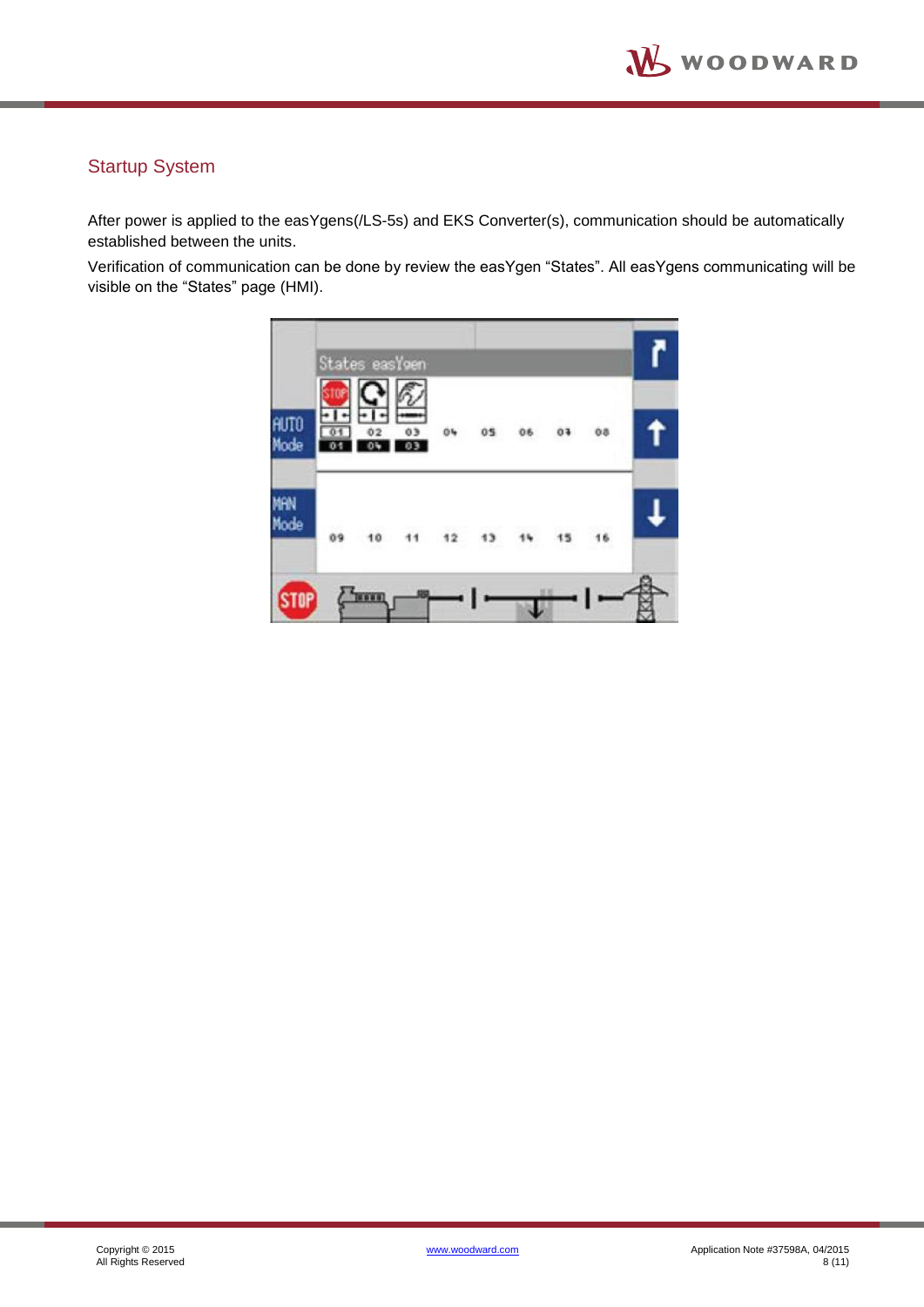## Startup System

After power is applied to the easYgens(/LS-5s) and EKS Converter(s), communication should be automatically established between the units.

Verification of communication can be done by review the easYgen “States”. All easYgens communicating will be visible on the “States” page (HMI).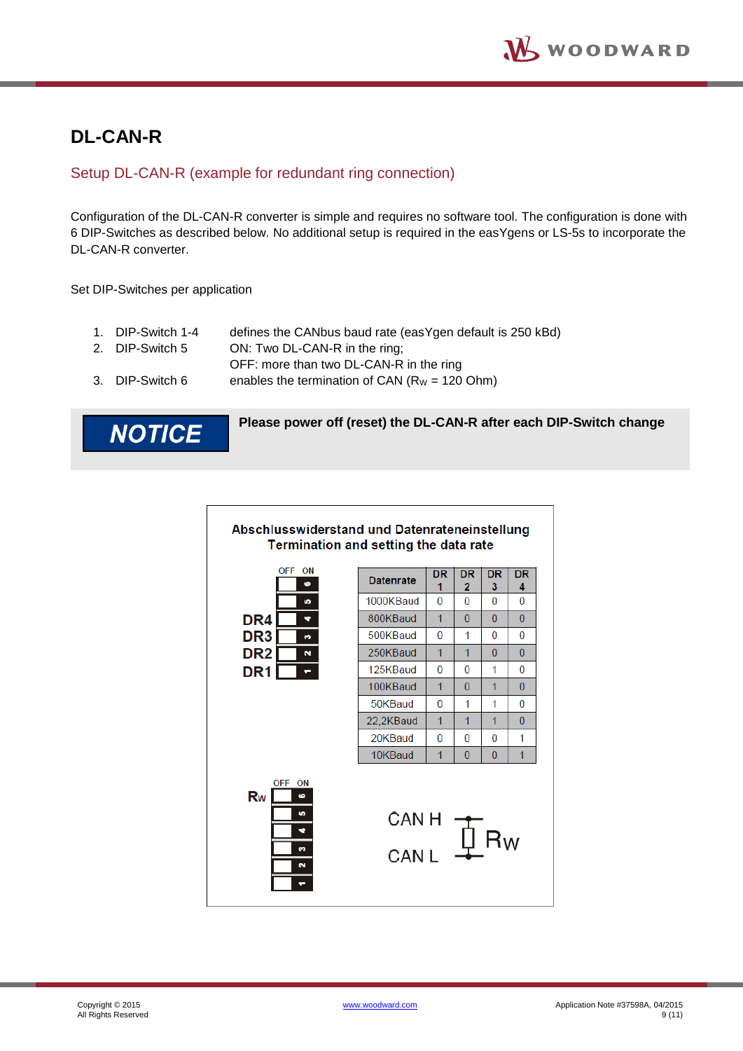# DL-CAN-R

## Setup DL-CAN-R (example for redundant ring connection)

Configuration of the DL-CAN-R converter is simple and requires no software tool. The configuration is done with 6 DIP-Switches as described below. No additional setup is required in the easYgens or LS-5s to incorporate the DL-CAN-R converter.

Set DIP-Switches per application

1. DIP-Switch 1-4 — defines the CANbus baud rate (easYgen default is 250 kBd)
2. DIP-Switch 5 — ON: Two DL-CAN-R in the ring;
   OFF: more than two DL-CAN-R in the ring
3. DIP-Switch 6 — enables the termination of CAN ($R_W$ = 120 Ohm)

**NOTICE** — **Please power off (reset) the DL-CAN-R after each DIP-Switch change**

**Abschlusswiderstand und Datenrateneinstellung**
**Termination and setting the data rate**

| Datenrate | DR 1 | DR 2 | DR 3 | DR 4 |
|---|---|---|---|---|
| 1000KBaud | 0 | 0 | 0 | 0 |
| 800KBaud | 1 | 0 | 0 | 0 |
| 500KBaud | 0 | 1 | 0 | 0 |
| 250KBaud | 1 | 1 | 0 | 0 |
| 125KBaud | 0 | 0 | 1 | 0 |
| 100KBaud | 1 | 0 | 1 | 0 |
| 50KBaud | 0 | 1 | 1 | 0 |
| 22,2KBaud | 1 | 1 | 1 | 0 |
| 20KBaud | 0 | 0 | 0 | 1 |
| 10KBaud | 1 | 0 | 0 | 1 |

DIP-Switches (OFF / ON): 6, 5, 4 (DR4), 3 (DR3), 2 (DR2), 1 (DR1)

DIP-Switches (OFF / ON): 6 ($R_W$), 5, 4, 3, 2, 1

CAN H — $R_W$ — CAN L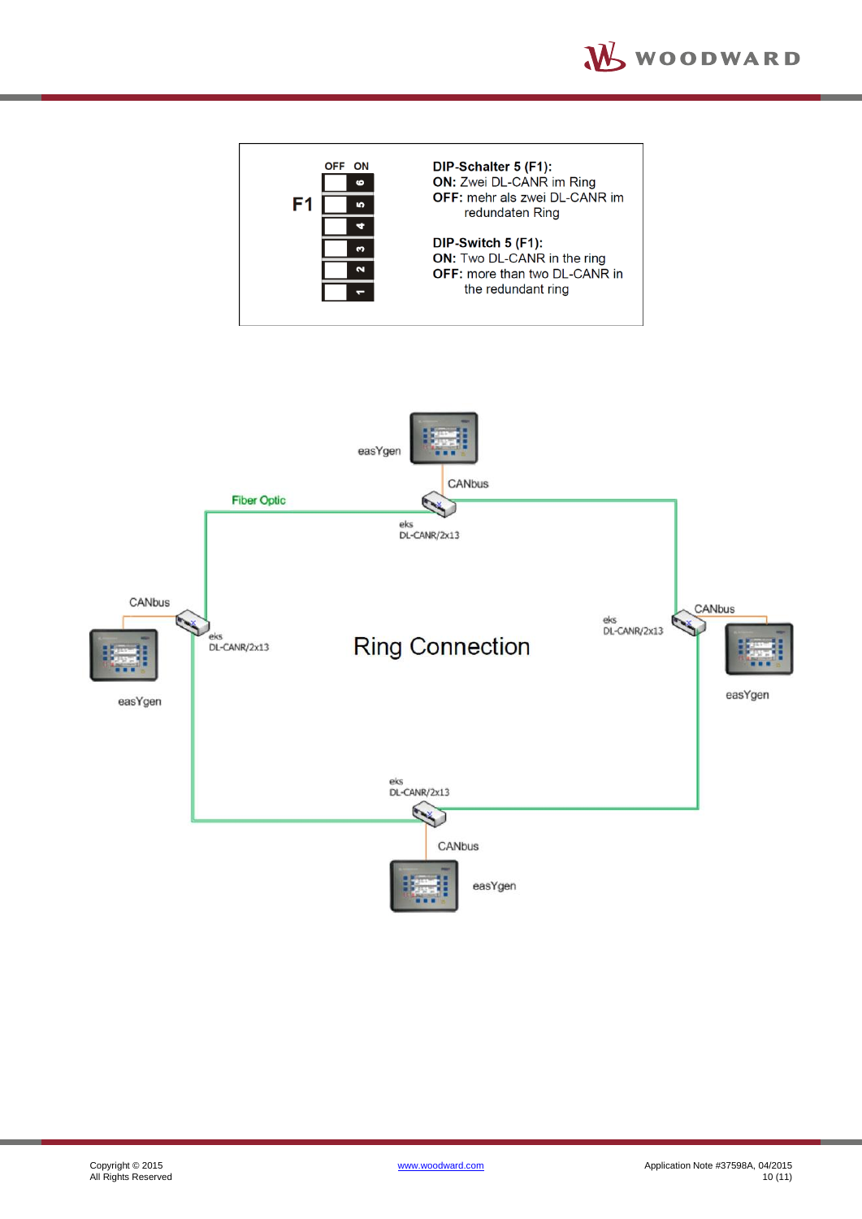F1

| OFF | ON |
|---|---|
| | 6 |
| | 5 |
| | 4 |
| | 3 |
| | 2 |
| | 1 |

**DIP-Schalter 5 (F1):**
**ON:** Zwei DL-CANR im Ring
**OFF:** mehr als zwei DL-CANR im redundaten Ring

**DIP-Switch 5 (F1):**
**ON:** Two DL-CANR in the ring
**OFF:** more than two DL-CANR in the redundant ring

Ring Connection

easYgen
CANbus
Fiber Optic
eks DL-CANR/2x13

CANbus
easYgen
eks DL-CANR/2x13

eks DL-CANR/2x13
CANbus
easYgen

eks DL-CANR/2x13
CANbus
easYgen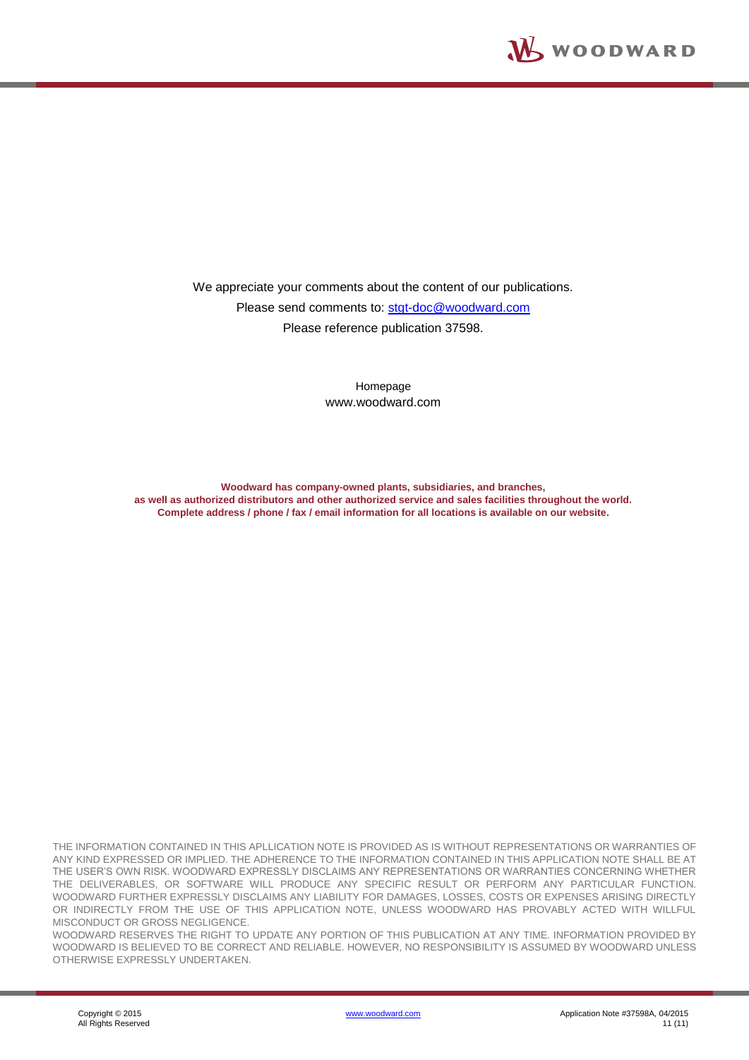We appreciate your comments about the content of our publications.

Please send comments to: stgt-doc@woodward.com

Please reference publication 37598.

Homepage

www.woodward.com

**Woodward has company-owned plants, subsidiaries, and branches,**
**as well as authorized distributors and other authorized service and sales facilities throughout the world.**
**Complete address / phone / fax / email information for all locations is available on our website.**

THE INFORMATION CONTAINED IN THIS APLLICATION NOTE IS PROVIDED AS IS WITHOUT REPRESENTATIONS OR WARRANTIES OF ANY KIND EXPRESSED OR IMPLIED. THE ADHERENCE TO THE INFORMATION CONTAINED IN THIS APPLICATION NOTE SHALL BE AT THE USER'S OWN RISK. WOODWARD EXPRESSLY DISCLAIMS ANY REPRESENTATIONS OR WARRANTIES CONCERNING WHETHER THE DELIVERABLES, OR SOFTWARE WILL PRODUCE ANY SPECIFIC RESULT OR PERFORM ANY PARTICULAR FUNCTION. WOODWARD FURTHER EXPRESSLY DISCLAIMS ANY LIABILITY FOR DAMAGES, LOSSES, COSTS OR EXPENSES ARISING DIRECTLY OR INDIRECTLY FROM THE USE OF THIS APPLICATION NOTE, UNLESS WOODWARD HAS PROVABLY ACTED WITH WILLFUL MISCONDUCT OR GROSS NEGLIGENCE.

WOODWARD RESERVES THE RIGHT TO UPDATE ANY PORTION OF THIS PUBLICATION AT ANY TIME. INFORMATION PROVIDED BY WOODWARD IS BELIEVED TO BE CORRECT AND RELIABLE. HOWEVER, NO RESPONSIBILITY IS ASSUMED BY WOODWARD UNLESS OTHERWISE EXPRESSLY UNDERTAKEN.